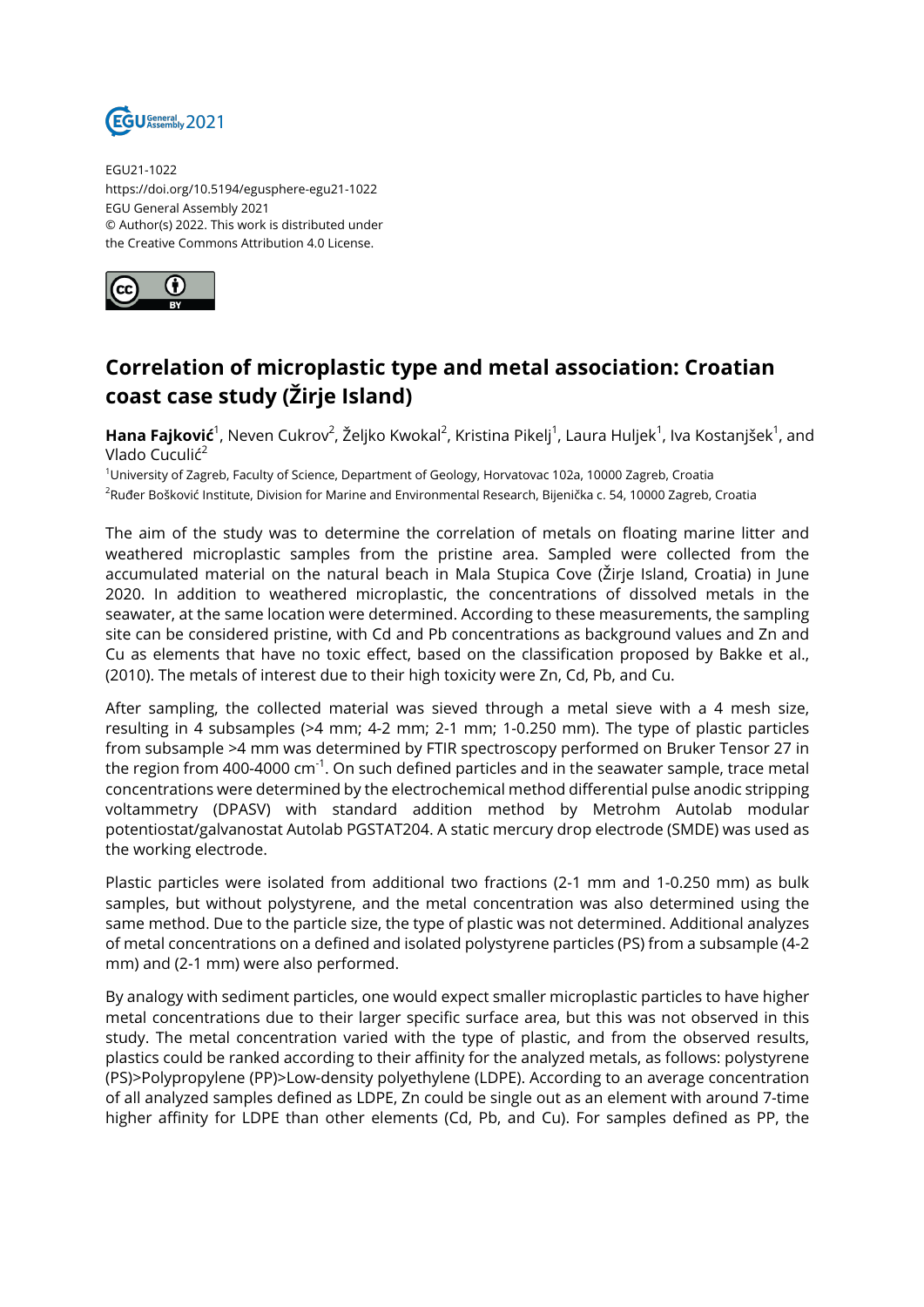EGU21-1022
https://doi.org/10.5194/egusphere-egu21-1022
EGU General Assembly 2021
© Author(s) 2022. This work is distributed under
the Creative Commons Attribution 4.0 License.

# Correlation of microplastic type and metal association: Croatian coast case study (Žirje Island)

**Hana Fajković**[1], Neven Cukrov[2], Željko Kwokal[2], Kristina Pikelj[1], Laura Huljek[1], Iva Kostanjšek[1], and Vlado Cuculić[2]

[1]University of Zagreb, Faculty of Science, Department of Geology, Horvatovac 102a, 10000 Zagreb, Croatia
[2]Ruđer Bošković Institute, Division for Marine and Environmental Research, Bijenička c. 54, 10000 Zagreb, Croatia

The aim of the study was to determine the correlation of metals on floating marine litter and weathered microplastic samples from the pristine area. Sampled were collected from the accumulated material on the natural beach in Mala Stupica Cove (Žirje Island, Croatia) in June 2020. In addition to weathered microplastic, the concentrations of dissolved metals in the seawater, at the same location were determined. According to these measurements, the sampling site can be considered pristine, with Cd and Pb concentrations as background values and Zn and Cu as elements that have no toxic effect, based on the classification proposed by Bakke et al., (2010). The metals of interest due to their high toxicity were Zn, Cd, Pb, and Cu.

After sampling, the collected material was sieved through a metal sieve with a 4 mesh size, resulting in 4 subsamples (>4 mm; 4-2 mm; 2-1 mm; 1-0.250 mm). The type of plastic particles from subsample >4 mm was determined by FTIR spectroscopy performed on Bruker Tensor 27 in the region from 400-4000 $cm^{-1}$. On such defined particles and in the seawater sample, trace metal concentrations were determined by the electrochemical method differential pulse anodic stripping voltammetry (DPASV) with standard addition method by Metrohm Autolab modular potentiostat/galvanostat Autolab PGSTAT204. A static mercury drop electrode (SMDE) was used as the working electrode.

Plastic particles were isolated from additional two fractions (2-1 mm and 1-0.250 mm) as bulk samples, but without polystyrene, and the metal concentration was also determined using the same method. Due to the particle size, the type of plastic was not determined. Additional analyzes of metal concentrations on a defined and isolated polystyrene particles (PS) from a subsample (4-2 mm) and (2-1 mm) were also performed.

By analogy with sediment particles, one would expect smaller microplastic particles to have higher metal concentrations due to their larger specific surface area, but this was not observed in this study. The metal concentration varied with the type of plastic, and from the observed results, plastics could be ranked according to their affinity for the analyzed metals, as follows: polystyrene (PS)>Polypropylene (PP)>Low-density polyethylene (LDPE). According to an average concentration of all analyzed samples defined as LDPE, Zn could be single out as an element with around 7-time higher affinity for LDPE than other elements (Cd, Pb, and Cu). For samples defined as PP, the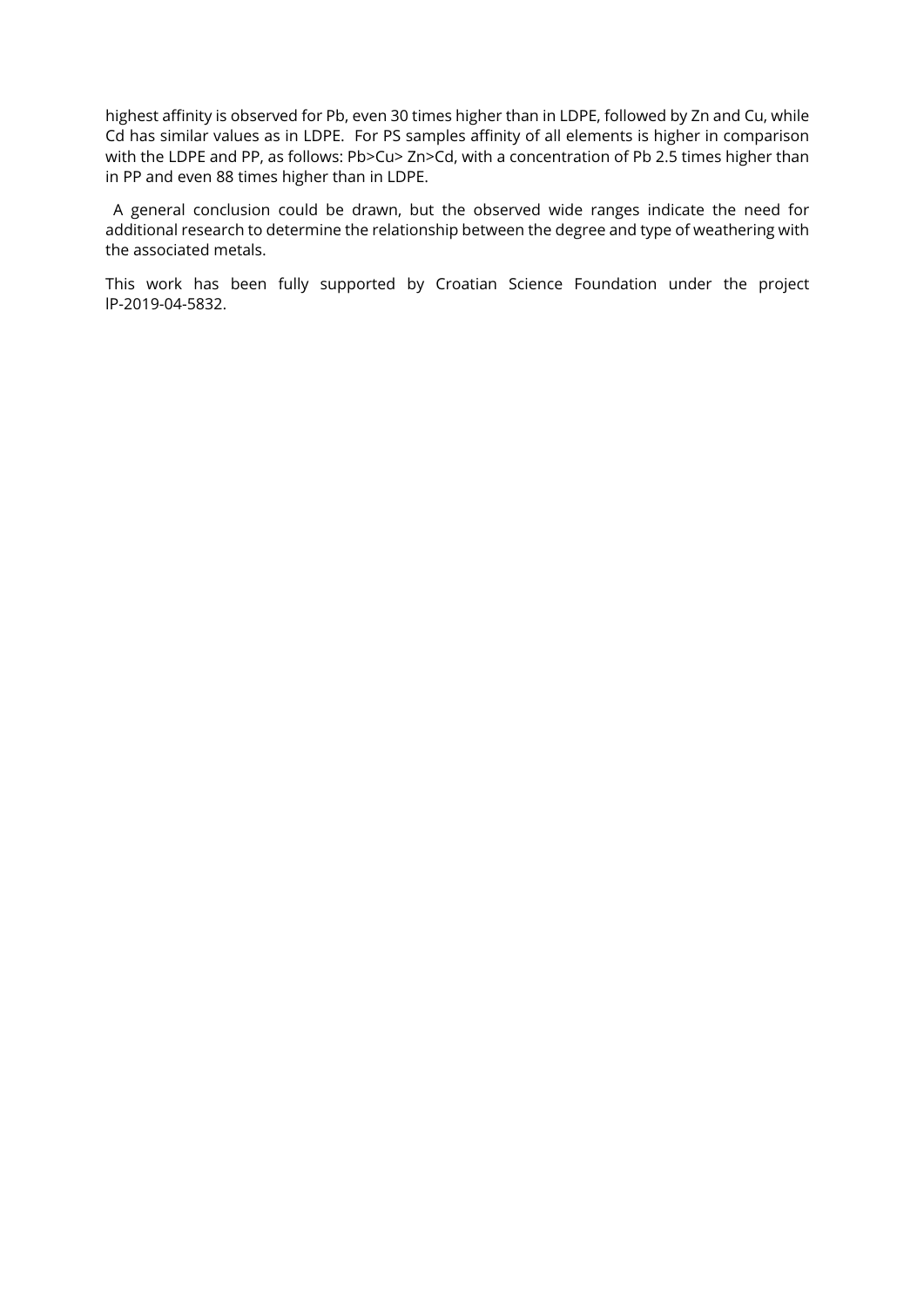highest affinity is observed for Pb, even 30 times higher than in LDPE, followed by Zn and Cu, while Cd has similar values as in LDPE. For PS samples affinity of all elements is higher in comparison with the LDPE and PP, as follows: Pb>Cu> Zn>Cd, with a concentration of Pb 2.5 times higher than in PP and even 88 times higher than in LDPE.

A general conclusion could be drawn, but the observed wide ranges indicate the need for additional research to determine the relationship between the degree and type of weathering with the associated metals.

This work has been fully supported by Croatian Science Foundation under the project IP-2019-04-5832.